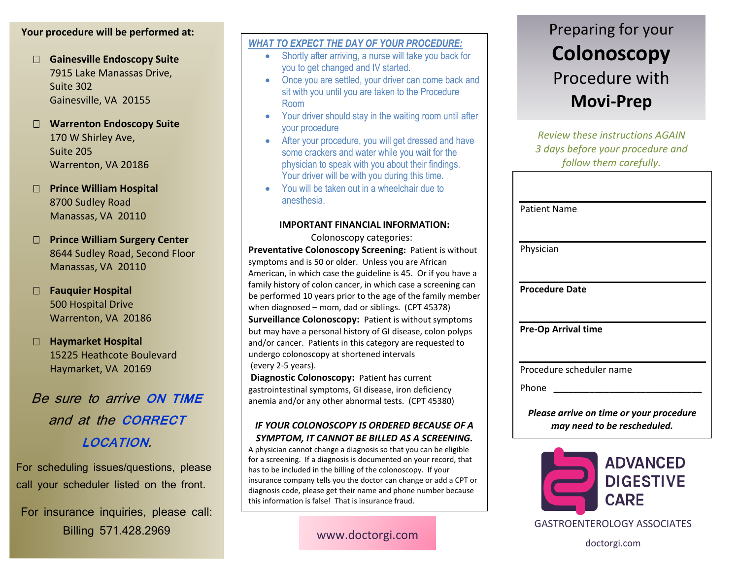**Your procedure will be performed at:**

- ☐ **Gainesville Endoscopy Suite**
  7915 Lake Manassas Drive,
  Suite 302
  Gainesville, VA 20155

- ☐ **Warrenton Endoscopy Suite**
  170 W Shirley Ave,
  Suite 205
  Warrenton, VA 20186

- ☐ **Prince William Hospital**
  8700 Sudley Road
  Manassas, VA 20110

- ☐ **Prince William Surgery Center**
  8644 Sudley Road, Second Floor
  Manassas, VA 20110

- ☐ **Fauquier Hospital**
  500 Hospital Drive
  Warrenton, VA 20186

- ☐ **Haymarket Hospital**
  15225 Heathcote Boulevard
  Haymarket, VA 20169

*Be sure to arrive* ***ON TIME*** *and at the* ***CORRECT LOCATION****.*

For scheduling issues/questions, please call your scheduler listed on the front.

For insurance inquiries, please call: Billing 571.428.2969

## *WHAT TO EXPECT THE DAY OF YOUR PROCEDURE:*

- Shortly after arriving, a nurse will take you back for you to get changed and IV started.
- Once you are settled, your driver can come back and sit with you until you are taken to the Procedure Room
- Your driver should stay in the waiting room until after your procedure
- After your procedure, you will get dressed and have some crackers and water while you wait for the physician to speak with you about their findings. Your driver will be with you during this time.
- You will be taken out in a wheelchair due to anesthesia.

### IMPORTANT FINANCIAL INFORMATION:

Colonoscopy categories:

**Preventative Colonoscopy Screening:** Patient is without symptoms and is 50 or older. Unless you are African American, in which case the guideline is 45. Or if you have a family history of colon cancer, in which case a screening can be performed 10 years prior to the age of the family member when diagnosed – mom, dad or siblings. (CPT 45378)

**Surveillance Colonoscopy:** Patient is without symptoms but may have a personal history of GI disease, colon polyps and/or cancer. Patients in this category are requested to undergo colonoscopy at shortened intervals (every 2-5 years).

**Diagnostic Colonoscopy:** Patient has current gastrointestinal symptoms, GI disease, iron deficiency anemia and/or any other abnormal tests. (CPT 45380)

***IF YOUR COLONOSCOPY IS ORDERED BECAUSE OF A SYMPTOM, IT CANNOT BE BILLED AS A SCREENING.***

A physician cannot change a diagnosis so that you can be eligible for a screening. If a diagnosis is documented on your record, that has to be included in the billing of the colonoscopy. If your insurance company tells you the doctor can change or add a CPT or diagnosis code, please get their name and phone number because this information is false! That is insurance fraud.

www.doctorgi.com

# Preparing for your **Colonoscopy** Procedure with **Movi-Prep**

*Review these instructions AGAIN 3 days before your procedure and follow them carefully.*

Patient Name

Physician

**Procedure Date**

**Pre-Op Arrival time**

Procedure scheduler name

Phone ____________________________

***Please arrive on time or your procedure may need to be rescheduled.***

ADVANCED DIGESTIVE CARE

GASTROENTEROLOGY ASSOCIATES

doctorgi.com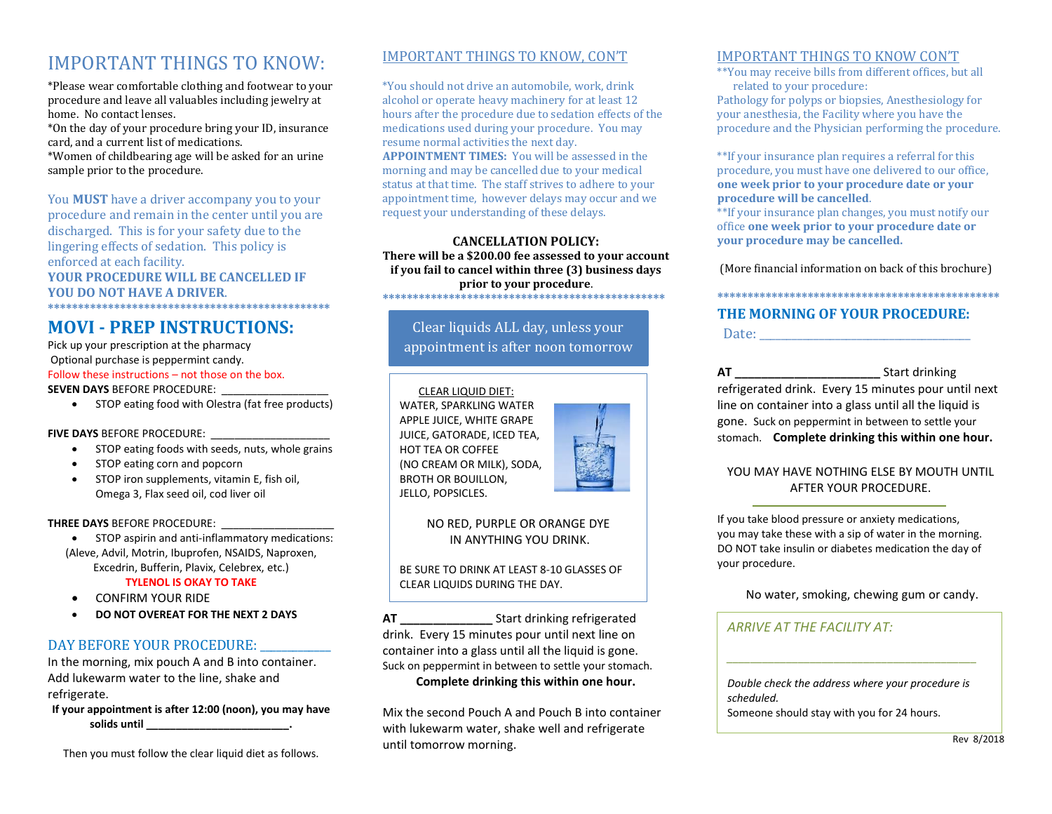# IMPORTANT THINGS TO KNOW:

*Please wear comfortable clothing and footwear to your procedure and leave all valuables including jewelry at home. No contact lenses.
*On the day of your procedure bring your ID, insurance card, and a current list of medications.
*Women of childbearing age will be asked for an urine sample prior to the procedure.

You **MUST** have a driver accompany you to your procedure and remain in the center until you are discharged. This is for your safety due to the lingering effects of sedation. This policy is enforced at each facility.
**YOUR PROCEDURE WILL BE CANCELLED IF YOU DO NOT HAVE A DRIVER**.

***********************************************

# MOVI - PREP INSTRUCTIONS:

Pick up your prescription at the pharmacy
Optional purchase is peppermint candy.
Follow these instructions – not those on the box.

**SEVEN DAYS** BEFORE PROCEDURE: ___________________

- STOP eating food with Olestra (fat free products)

**FIVE DAYS** BEFORE PROCEDURE: _____________________

- STOP eating foods with seeds, nuts, whole grains
- STOP eating corn and popcorn
- STOP iron supplements, vitamin E, fish oil, Omega 3, Flax seed oil, cod liver oil

**THREE DAYS** BEFORE PROCEDURE: ___________________

- STOP aspirin and anti-inflammatory medications: (Aleve, Advil, Motrin, Ibuprofen, NSAIDS, Naproxen, Excedrin, Bufferin, Plavix, Celebrex, etc.)
  **TYLENOL IS OKAY TO TAKE**
- CONFIRM YOUR RIDE
- **DO NOT OVEREAT FOR THE NEXT 2 DAYS**

## DAY BEFORE YOUR PROCEDURE: ___________

In the morning, mix pouch A and B into container. Add lukewarm water to the line, shake and refrigerate.

**If your appointment is after 12:00 (noon), you may have solids until ________________________.**

Then you must follow the clear liquid diet as follows.

## IMPORTANT THINGS TO KNOW, CON'T

*You should not drive an automobile, work, drink alcohol or operate heavy machinery for at least 12 hours after the procedure due to sedation effects of the medications used during your procedure. You may resume normal activities the next day.
**APPOINTMENT TIMES:** You will be assessed in the morning and may be cancelled due to your medical status at that time. The staff strives to adhere to your appointment time, however delays may occur and we request your understanding of these delays.

**CANCELLATION POLICY:**
**There will be a $200.00 fee assessed to your account if you fail to cancel within three (3) business days prior to your procedure**.

***********************************************

Clear liquids ALL day, unless your appointment is after noon tomorrow

CLEAR LIQUID DIET:
WATER, SPARKLING WATER
APPLE JUICE, WHITE GRAPE JUICE, GATORADE, ICED TEA, HOT TEA OR COFFEE (NO CREAM OR MILK), SODA, BROTH OR BOUILLON, JELLO, POPSICLES.

NO RED, PURPLE OR ORANGE DYE IN ANYTHING YOU DRINK.

BE SURE TO DRINK AT LEAST 8-10 GLASSES OF CLEAR LIQUIDS DURING THE DAY.

**AT ______________** Start drinking refrigerated drink. Every 15 minutes pour until next line on container into a glass until all the liquid is gone. Suck on peppermint in between to settle your stomach.
**Complete drinking this within one hour.**

Mix the second Pouch A and Pouch B into container with lukewarm water, shake well and refrigerate until tomorrow morning.

## IMPORTANT THINGS TO KNOW CON'T

**You may receive bills from different offices, but all related to your procedure:
Pathology for polyps or biopsies, Anesthesiology for your anesthesia, the Facility where you have the procedure and the Physician performing the procedure.

**If your insurance plan requires a referral for this procedure, you must have one delivered to our office, **one week prior to your procedure date or your procedure will be cancelled**.
**If your insurance plan changes, you must notify our office **one week prior to your procedure date or your procedure may be cancelled.**

(More financial information on back of this brochure)

***********************************************

## THE MORNING OF YOUR PROCEDURE:

Date: ___________________________________

**AT ______________________** Start drinking refrigerated drink. Every 15 minutes pour until next line on container into a glass until all the liquid is gone. Suck on peppermint in between to settle your stomach. **Complete drinking this within one hour.**

YOU MAY HAVE NOTHING ELSE BY MOUTH UNTIL AFTER YOUR PROCEDURE.

If you take blood pressure or anxiety medications, you may take these with a sip of water in the morning. DO NOT take insulin or diabetes medication the day of your procedure.

No water, smoking, chewing gum or candy.

*ARRIVE AT THE FACILITY AT:*

_________________________________________

*Double check the address where your procedure is scheduled.*
Someone should stay with you for 24 hours.

Rev 8/2018